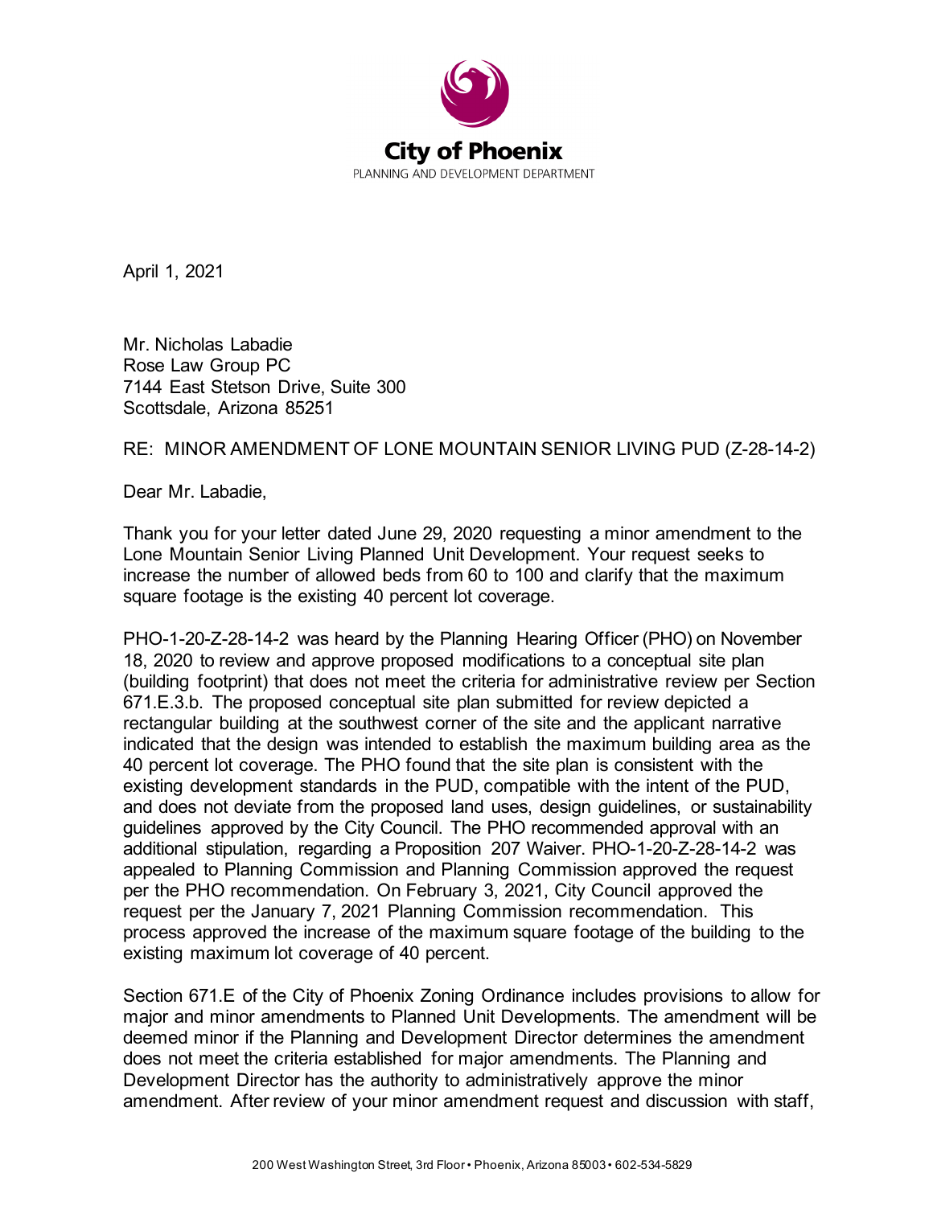City of Phoenix

PLANNING AND DEVELOPMENT DEPARTMENT

April 1, 2021

Mr. Nicholas Labadie
Rose Law Group PC
7144 East Stetson Drive, Suite 300
Scottsdale, Arizona 85251

RE: MINOR AMENDMENT OF LONE MOUNTAIN SENIOR LIVING PUD (Z-28-14-2)

Dear Mr. Labadie,

Thank you for your letter dated June 29, 2020 requesting a minor amendment to the Lone Mountain Senior Living Planned Unit Development. Your request seeks to increase the number of allowed beds from 60 to 100 and clarify that the maximum square footage is the existing 40 percent lot coverage.

PHO-1-20-Z-28-14-2 was heard by the Planning Hearing Officer (PHO) on November 18, 2020 to review and approve proposed modifications to a conceptual site plan (building footprint) that does not meet the criteria for administrative review per Section 671.E.3.b. The proposed conceptual site plan submitted for review depicted a rectangular building at the southwest corner of the site and the applicant narrative indicated that the design was intended to establish the maximum building area as the 40 percent lot coverage. The PHO found that the site plan is consistent with the existing development standards in the PUD, compatible with the intent of the PUD, and does not deviate from the proposed land uses, design guidelines, or sustainability guidelines approved by the City Council. The PHO recommended approval with an additional stipulation, regarding a Proposition 207 Waiver. PHO-1-20-Z-28-14-2 was appealed to Planning Commission and Planning Commission approved the request per the PHO recommendation. On February 3, 2021, City Council approved the request per the January 7, 2021 Planning Commission recommendation. This process approved the increase of the maximum square footage of the building to the existing maximum lot coverage of 40 percent.

Section 671.E of the City of Phoenix Zoning Ordinance includes provisions to allow for major and minor amendments to Planned Unit Developments. The amendment will be deemed minor if the Planning and Development Director determines the amendment does not meet the criteria established for major amendments. The Planning and Development Director has the authority to administratively approve the minor amendment. After review of your minor amendment request and discussion with staff,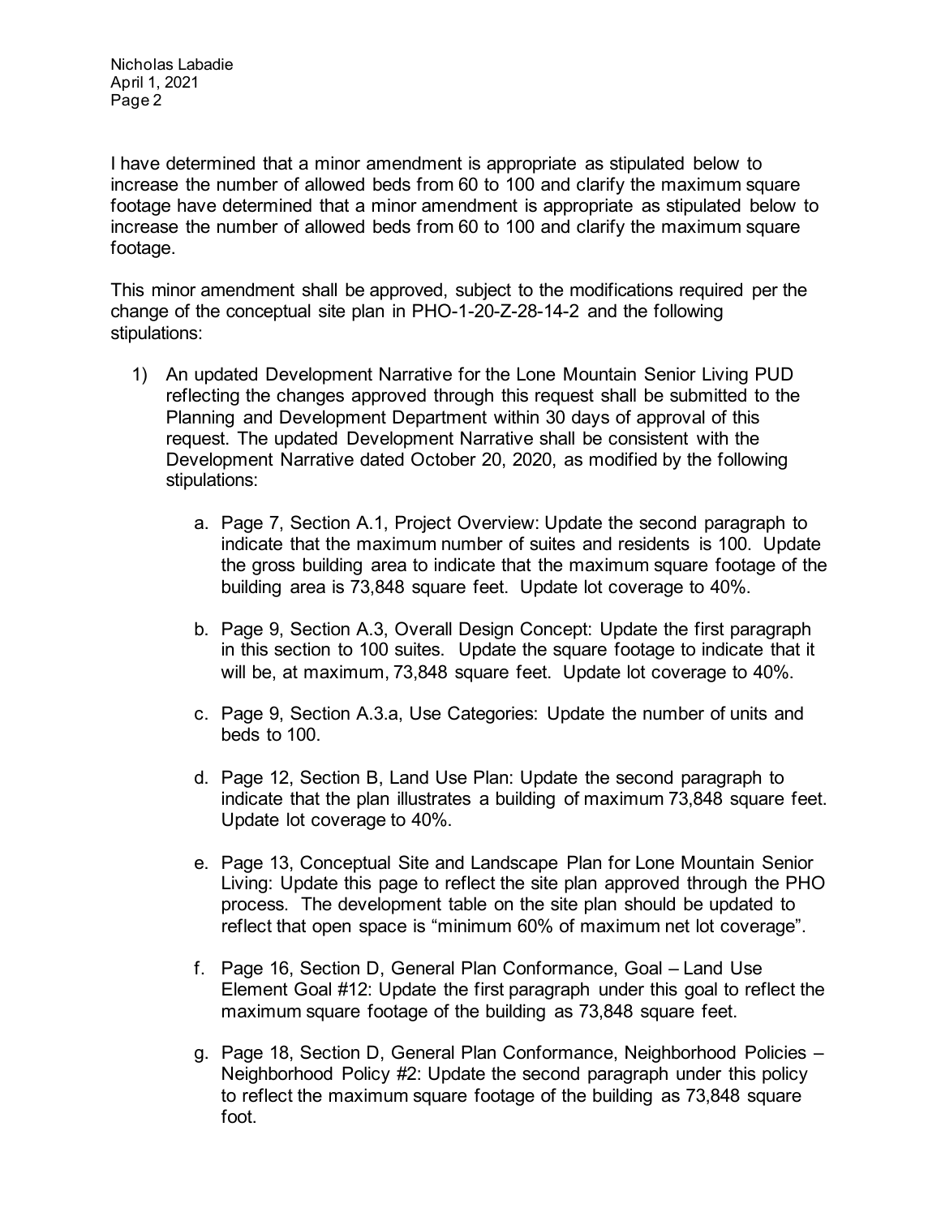I have determined that a minor amendment is appropriate as stipulated below to increase the number of allowed beds from 60 to 100 and clarify the maximum square footage have determined that a minor amendment is appropriate as stipulated below to increase the number of allowed beds from 60 to 100 and clarify the maximum square footage.

This minor amendment shall be approved, subject to the modifications required per the change of the conceptual site plan in PHO-1-20-Z-28-14-2 and the following stipulations:

1) An updated Development Narrative for the Lone Mountain Senior Living PUD reflecting the changes approved through this request shall be submitted to the Planning and Development Department within 30 days of approval of this request. The updated Development Narrative shall be consistent with the Development Narrative dated October 20, 2020, as modified by the following stipulations:

    a. Page 7, Section A.1, Project Overview: Update the second paragraph to indicate that the maximum number of suites and residents is 100. Update the gross building area to indicate that the maximum square footage of the building area is 73,848 square feet. Update lot coverage to 40%.

    b. Page 9, Section A.3, Overall Design Concept: Update the first paragraph in this section to 100 suites. Update the square footage to indicate that it will be, at maximum, 73,848 square feet. Update lot coverage to 40%.

    c. Page 9, Section A.3.a, Use Categories: Update the number of units and beds to 100.

    d. Page 12, Section B, Land Use Plan: Update the second paragraph to indicate that the plan illustrates a building of maximum 73,848 square feet. Update lot coverage to 40%.

    e. Page 13, Conceptual Site and Landscape Plan for Lone Mountain Senior Living: Update this page to reflect the site plan approved through the PHO process. The development table on the site plan should be updated to reflect that open space is “minimum 60% of maximum net lot coverage”.

    f. Page 16, Section D, General Plan Conformance, Goal – Land Use Element Goal #12: Update the first paragraph under this goal to reflect the maximum square footage of the building as 73,848 square feet.

    g. Page 18, Section D, General Plan Conformance, Neighborhood Policies – Neighborhood Policy #2: Update the second paragraph under this policy to reflect the maximum square footage of the building as 73,848 square foot.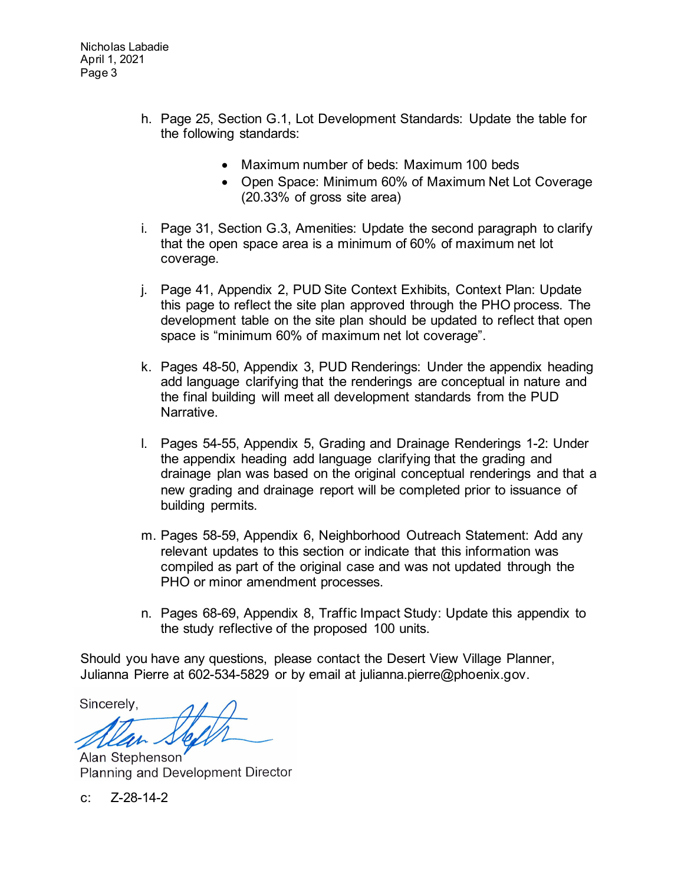h. Page 25, Section G.1, Lot Development Standards: Update the table for the following standards:

   - Maximum number of beds: Maximum 100 beds
   - Open Space: Minimum 60% of Maximum Net Lot Coverage (20.33% of gross site area)

i. Page 31, Section G.3, Amenities: Update the second paragraph to clarify that the open space area is a minimum of 60% of maximum net lot coverage.

j. Page 41, Appendix 2, PUD Site Context Exhibits, Context Plan: Update this page to reflect the site plan approved through the PHO process. The development table on the site plan should be updated to reflect that open space is "minimum 60% of maximum net lot coverage".

k. Pages 48-50, Appendix 3, PUD Renderings: Under the appendix heading add language clarifying that the renderings are conceptual in nature and the final building will meet all development standards from the PUD Narrative.

l. Pages 54-55, Appendix 5, Grading and Drainage Renderings 1-2: Under the appendix heading add language clarifying that the grading and drainage plan was based on the original conceptual renderings and that a new grading and drainage report will be completed prior to issuance of building permits.

m. Pages 58-59, Appendix 6, Neighborhood Outreach Statement: Add any relevant updates to this section or indicate that this information was compiled as part of the original case and was not updated through the PHO or minor amendment processes.

n. Pages 68-69, Appendix 8, Traffic Impact Study: Update this appendix to the study reflective of the proposed 100 units.

Should you have any questions, please contact the Desert View Village Planner, Julianna Pierre at 602-534-5829 or by email at julianna.pierre@phoenix.gov.

Sincerely,

Alan Stephenson
Planning and Development Director

c: Z-28-14-2